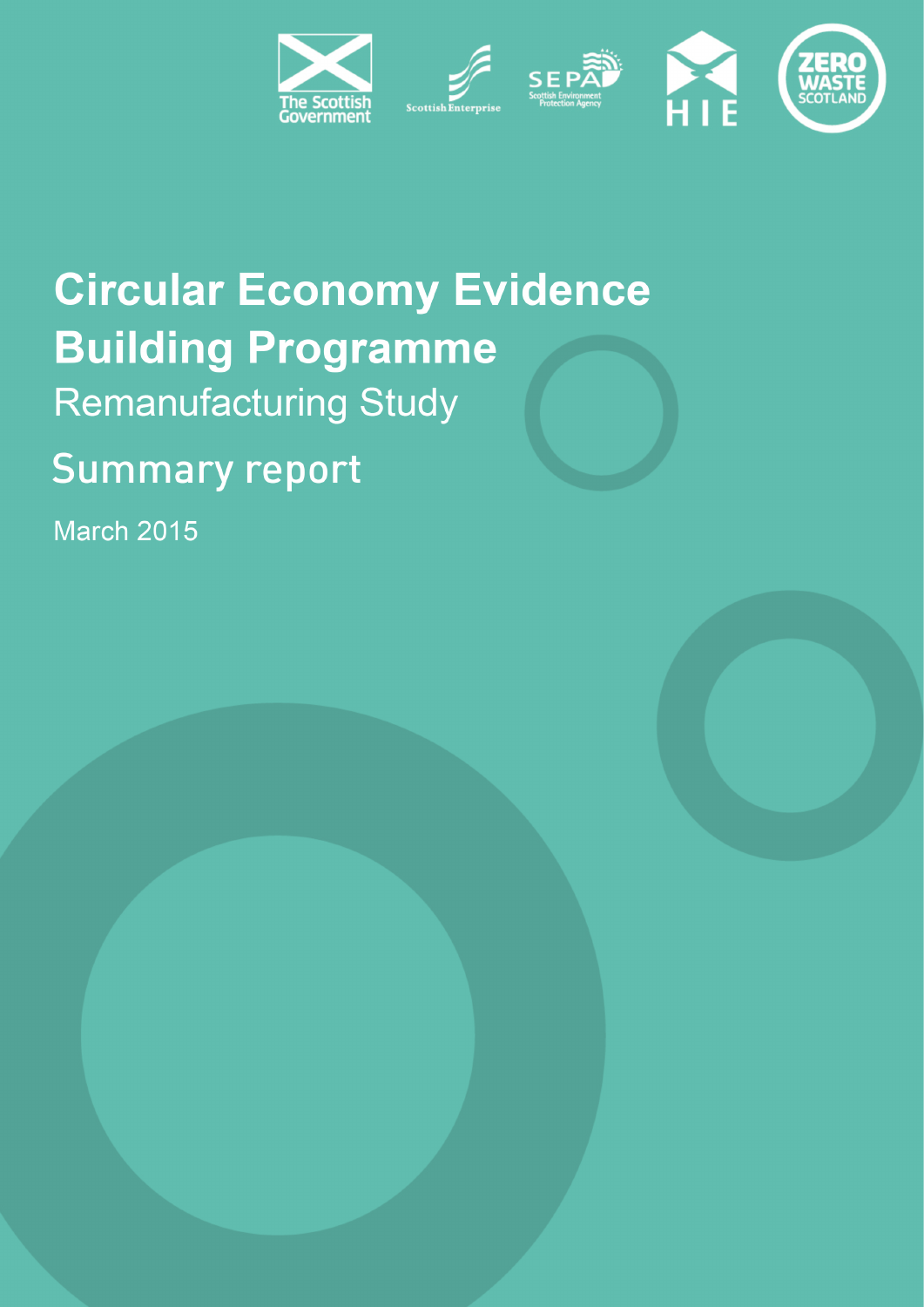# Circular Economy Evidence Building Programme

## Remanufacturing Study

## Summary report

March 2015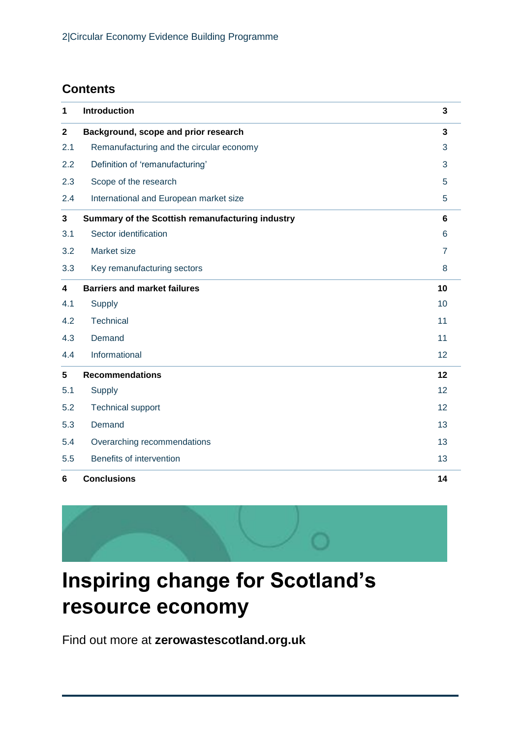## Contents

| | | |
|---|---|---|
| **1** | **Introduction** | **3** |
| **2** | **Background, scope and prior research** | **3** |
| 2.1 | Remanufacturing and the circular economy | 3 |
| 2.2 | Definition of 'remanufacturing' | 3 |
| 2.3 | Scope of the research | 5 |
| 2.4 | International and European market size | 5 |
| **3** | **Summary of the Scottish remanufacturing industry** | **6** |
| 3.1 | Sector identification | 6 |
| 3.2 | Market size | 7 |
| 3.3 | Key remanufacturing sectors | 8 |
| **4** | **Barriers and market failures** | **10** |
| 4.1 | Supply | 10 |
| 4.2 | Technical | 11 |
| 4.3 | Demand | 11 |
| 4.4 | Informational | 12 |
| **5** | **Recommendations** | **12** |
| 5.1 | Supply | 12 |
| 5.2 | Technical support | 12 |
| 5.3 | Demand | 13 |
| 5.4 | Overarching recommendations | 13 |
| 5.5 | Benefits of intervention | 13 |
| **6** | **Conclusions** | **14** |

# Inspiring change for Scotland's resource economy

Find out more at **zerowastescotland.org.uk**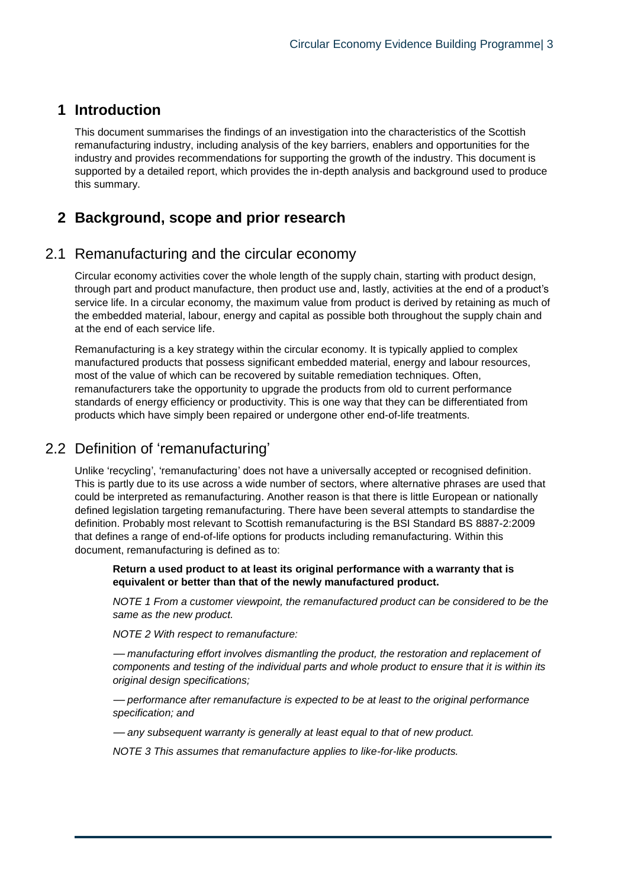# 1 Introduction

This document summarises the findings of an investigation into the characteristics of the Scottish remanufacturing industry, including analysis of the key barriers, enablers and opportunities for the industry and provides recommendations for supporting the growth of the industry. This document is supported by a detailed report, which provides the in-depth analysis and background used to produce this summary.

# 2 Background, scope and prior research

## 2.1 Remanufacturing and the circular economy

Circular economy activities cover the whole length of the supply chain, starting with product design, through part and product manufacture, then product use and, lastly, activities at the end of a product's service life. In a circular economy, the maximum value from product is derived by retaining as much of the embedded material, labour, energy and capital as possible both throughout the supply chain and at the end of each service life.

Remanufacturing is a key strategy within the circular economy. It is typically applied to complex manufactured products that possess significant embedded material, energy and labour resources, most of the value of which can be recovered by suitable remediation techniques. Often, remanufacturers take the opportunity to upgrade the products from old to current performance standards of energy efficiency or productivity. This is one way that they can be differentiated from products which have simply been repaired or undergone other end-of-life treatments.

## 2.2 Definition of 'remanufacturing'

Unlike 'recycling', 'remanufacturing' does not have a universally accepted or recognised definition. This is partly due to its use across a wide number of sectors, where alternative phrases are used that could be interpreted as remanufacturing. Another reason is that there is little European or nationally defined legislation targeting remanufacturing. There have been several attempts to standardise the definition. Probably most relevant to Scottish remanufacturing is the BSI Standard BS 8887-2:2009 that defines a range of end-of-life options for products including remanufacturing. Within this document, remanufacturing is defined as to:

> **Return a used product to at least its original performance with a warranty that is equivalent or better than that of the newly manufactured product.**
>
> *NOTE 1 From a customer viewpoint, the remanufactured product can be considered to be the same as the new product.*
>
> *NOTE 2 With respect to remanufacture:*
>
> *— manufacturing effort involves dismantling the product, the restoration and replacement of components and testing of the individual parts and whole product to ensure that it is within its original design specifications;*
>
> *— performance after remanufacture is expected to be at least to the original performance specification; and*
>
> *— any subsequent warranty is generally at least equal to that of new product.*
>
> *NOTE 3 This assumes that remanufacture applies to like-for-like products.*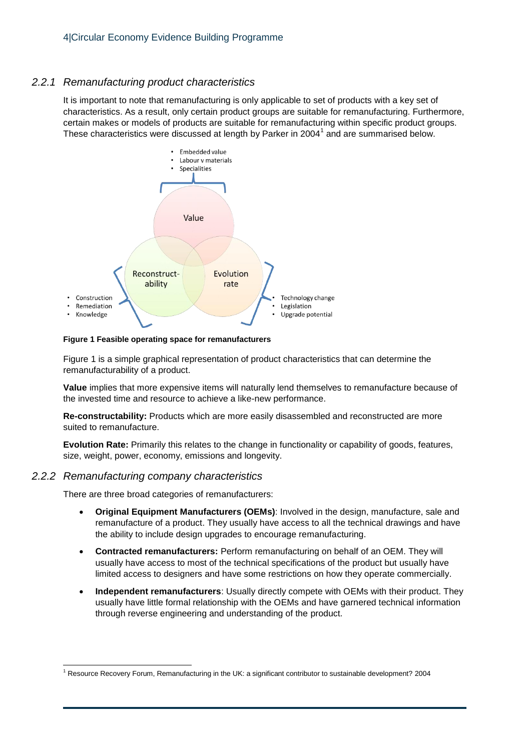### 2.2.1 *Remanufacturing product characteristics*

It is important to note that remanufacturing is only applicable to set of products with a key set of characteristics. As a result, only certain product groups are suitable for remanufacturing. Furthermore, certain makes or models of products are suitable for remanufacturing within specific product groups. These characteristics were discussed at length by Parker in 2004[1] and are summarised below.

- Embedded value
- Labour v materials
- Specialities

Value

Reconstruct-ability

Evolution rate

- Construction
- Remediation
- Knowledge

- Technology change
- Legislation
- Upgrade potential

**Figure 1 Feasible operating space for remanufacturers**

Figure 1 is a simple graphical representation of product characteristics that can determine the remanufacturability of a product.

**Value** implies that more expensive items will naturally lend themselves to remanufacture because of the invested time and resource to achieve a like-new performance.

**Re-constructability:** Products which are more easily disassembled and reconstructed are more suited to remanufacture.

**Evolution Rate:** Primarily this relates to the change in functionality or capability of goods, features, size, weight, power, economy, emissions and longevity.

### 2.2.2 *Remanufacturing company characteristics*

There are three broad categories of remanufacturers:

- **Original Equipment Manufacturers (OEMs)**: Involved in the design, manufacture, sale and remanufacture of a product. They usually have access to all the technical drawings and have the ability to include design upgrades to encourage remanufacturing.
- **Contracted remanufacturers:** Perform remanufacturing on behalf of an OEM. They will usually have access to most of the technical specifications of the product but usually have limited access to designers and have some restrictions on how they operate commercially.
- **Independent remanufacturers**: Usually directly compete with OEMs with their product. They usually have little formal relationship with the OEMs and have garnered technical information through reverse engineering and understanding of the product.

[1] Resource Recovery Forum, Remanufacturing in the UK: a significant contributor to sustainable development? 2004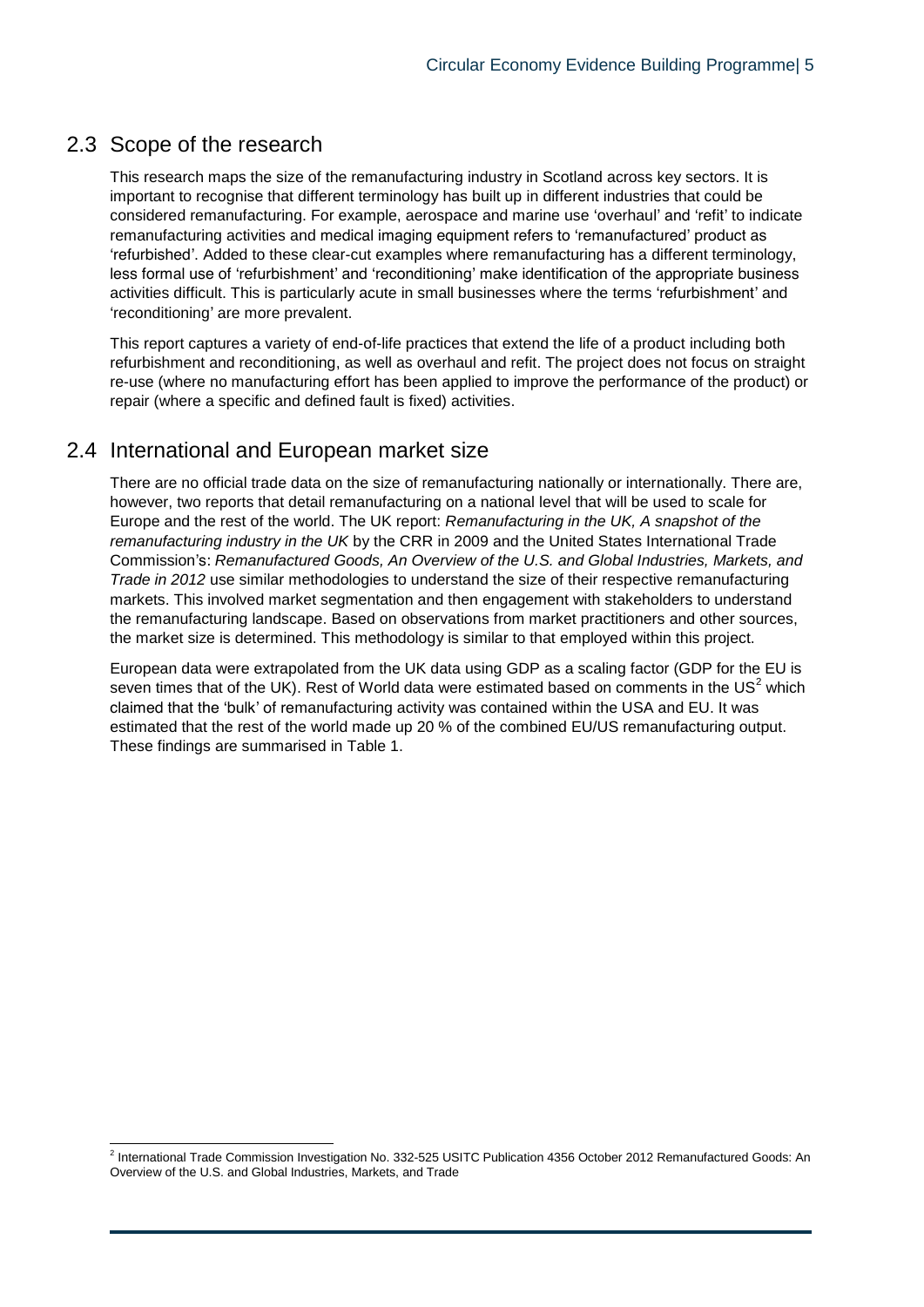## 2.3 Scope of the research

This research maps the size of the remanufacturing industry in Scotland across key sectors. It is important to recognise that different terminology has built up in different industries that could be considered remanufacturing. For example, aerospace and marine use 'overhaul' and 'refit' to indicate remanufacturing activities and medical imaging equipment refers to 'remanufactured' product as 'refurbished'. Added to these clear-cut examples where remanufacturing has a different terminology, less formal use of 'refurbishment' and 'reconditioning' make identification of the appropriate business activities difficult. This is particularly acute in small businesses where the terms 'refurbishment' and 'reconditioning' are more prevalent.

This report captures a variety of end-of-life practices that extend the life of a product including both refurbishment and reconditioning, as well as overhaul and refit. The project does not focus on straight re-use (where no manufacturing effort has been applied to improve the performance of the product) or repair (where a specific and defined fault is fixed) activities.

## 2.4 International and European market size

There are no official trade data on the size of remanufacturing nationally or internationally. There are, however, two reports that detail remanufacturing on a national level that will be used to scale for Europe and the rest of the world. The UK report: *Remanufacturing in the UK, A snapshot of the remanufacturing industry in the UK* by the CRR in 2009 and the United States International Trade Commission's: *Remanufactured Goods, An Overview of the U.S. and Global Industries, Markets, and Trade in 2012* use similar methodologies to understand the size of their respective remanufacturing markets. This involved market segmentation and then engagement with stakeholders to understand the remanufacturing landscape. Based on observations from market practitioners and other sources, the market size is determined. This methodology is similar to that employed within this project.

European data were extrapolated from the UK data using GDP as a scaling factor (GDP for the EU is seven times that of the UK). Rest of World data were estimated based on comments in the US[2] which claimed that the 'bulk' of remanufacturing activity was contained within the USA and EU. It was estimated that the rest of the world made up 20 % of the combined EU/US remanufacturing output. These findings are summarised in Table 1.

---

[2] International Trade Commission Investigation No. 332-525 USITC Publication 4356 October 2012 Remanufactured Goods: An Overview of the U.S. and Global Industries, Markets, and Trade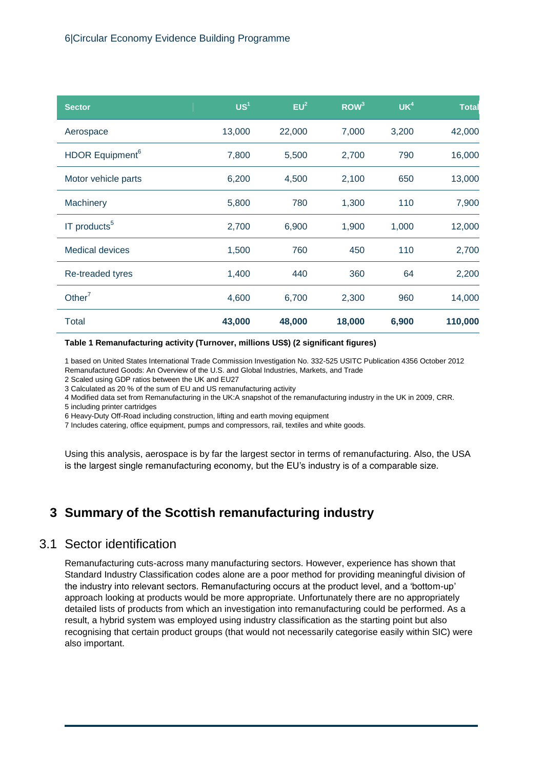| Sector | US[1] | EU[2] | ROW[3] | UK[4] | Total |
|---|---|---|---|---|---|
| Aerospace | 13,000 | 22,000 | 7,000 | 3,200 | 42,000 |
| HDOR Equipment[6] | 7,800 | 5,500 | 2,700 | 790 | 16,000 |
| Motor vehicle parts | 6,200 | 4,500 | 2,100 | 650 | 13,000 |
| Machinery | 5,800 | 780 | 1,300 | 110 | 7,900 |
| IT products[5] | 2,700 | 6,900 | 1,900 | 1,000 | 12,000 |
| Medical devices | 1,500 | 760 | 450 | 110 | 2,700 |
| Re-treaded tyres | 1,400 | 440 | 360 | 64 | 2,200 |
| Other[7] | 4,600 | 6,700 | 2,300 | 960 | 14,000 |
| Total | **43,000** | **48,000** | **18,000** | **6,900** | **110,000** |

**Table 1 Remanufacturing activity (Turnover, millions US$) (2 significant figures)**

1 based on United States International Trade Commission Investigation No. 332-525 USITC Publication 4356 October 2012 Remanufactured Goods: An Overview of the U.S. and Global Industries, Markets, and Trade

2 Scaled using GDP ratios between the UK and EU27

3 Calculated as 20 % of the sum of EU and US remanufacturing activity

4 Modified data set from Remanufacturing in the UK:A snapshot of the remanufacturing industry in the UK in 2009, CRR.

5 including printer cartridges

6 Heavy-Duty Off-Road including construction, lifting and earth moving equipment

7 Includes catering, office equipment, pumps and compressors, rail, textiles and white goods.

Using this analysis, aerospace is by far the largest sector in terms of remanufacturing. Also, the USA is the largest single remanufacturing economy, but the EU's industry is of a comparable size.

# 3 Summary of the Scottish remanufacturing industry

## 3.1 Sector identification

Remanufacturing cuts-across many manufacturing sectors. However, experience has shown that Standard Industry Classification codes alone are a poor method for providing meaningful division of the industry into relevant sectors. Remanufacturing occurs at the product level, and a 'bottom-up' approach looking at products would be more appropriate. Unfortunately there are no appropriately detailed lists of products from which an investigation into remanufacturing could be performed. As a result, a hybrid system was employed using industry classification as the starting point but also recognising that certain product groups (that would not necessarily categorise easily within SIC) were also important.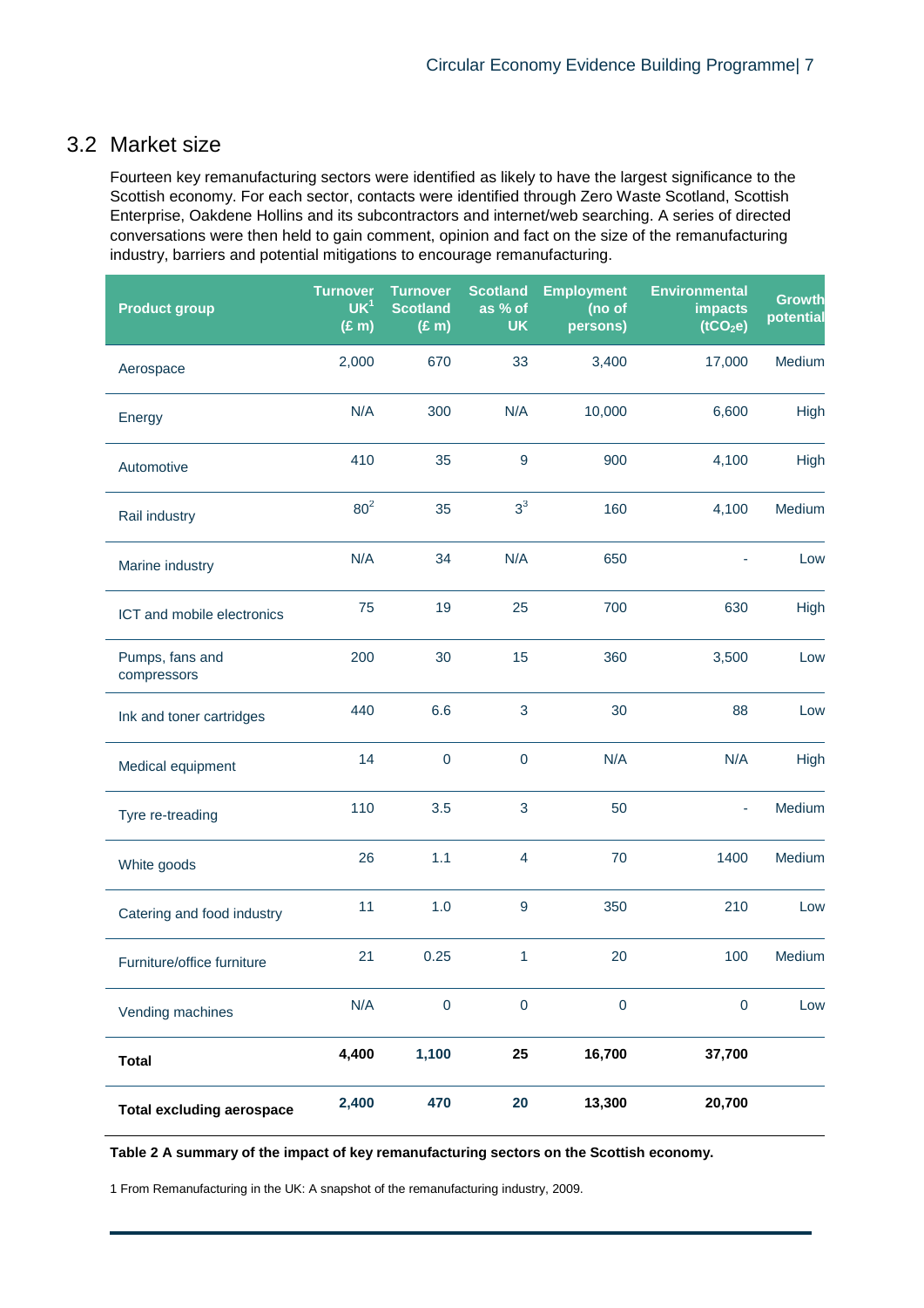## 3.2 Market size

Fourteen key remanufacturing sectors were identified as likely to have the largest significance to the Scottish economy. For each sector, contacts were identified through Zero Waste Scotland, Scottish Enterprise, Oakdene Hollins and its subcontractors and internet/web searching. A series of directed conversations were then held to gain comment, opinion and fact on the size of the remanufacturing industry, barriers and potential mitigations to encourage remanufacturing.

| Product group | Turnover UK[1] (£ m) | Turnover Scotland (£ m) | Scotland as % of UK | Employment (no of persons) | Environmental impacts ($tCO_2e$) | Growth potential |
|---|---|---|---|---|---|---|
| Aerospace | 2,000 | 670 | 33 | 3,400 | 17,000 | Medium |
| Energy | N/A | 300 | N/A | 10,000 | 6,600 | High |
| Automotive | 410 | 35 | 9 | 900 | 4,100 | High |
| Rail industry | 80[2] | 35 | 3[3] | 160 | 4,100 | Medium |
| Marine industry | N/A | 34 | N/A | 650 | - | Low |
| ICT and mobile electronics | 75 | 19 | 25 | 700 | 630 | High |
| Pumps, fans and compressors | 200 | 30 | 15 | 360 | 3,500 | Low |
| Ink and toner cartridges | 440 | 6.6 | 3 | 30 | 88 | Low |
| Medical equipment | 14 | 0 | 0 | N/A | N/A | High |
| Tyre re-treading | 110 | 3.5 | 3 | 50 | - | Medium |
| White goods | 26 | 1.1 | 4 | 70 | 1400 | Medium |
| Catering and food industry | 11 | 1.0 | 9 | 350 | 210 | Low |
| Furniture/office furniture | 21 | 0.25 | 1 | 20 | 100 | Medium |
| Vending machines | N/A | 0 | 0 | 0 | 0 | Low |
| **Total** | **4,400** | **1,100** | **25** | **16,700** | **37,700** | |
| **Total excluding aerospace** | **2,400** | **470** | **20** | **13,300** | **20,700** | |

**Table 2 A summary of the impact of key remanufacturing sectors on the Scottish economy.**

1 From Remanufacturing in the UK: A snapshot of the remanufacturing industry, 2009.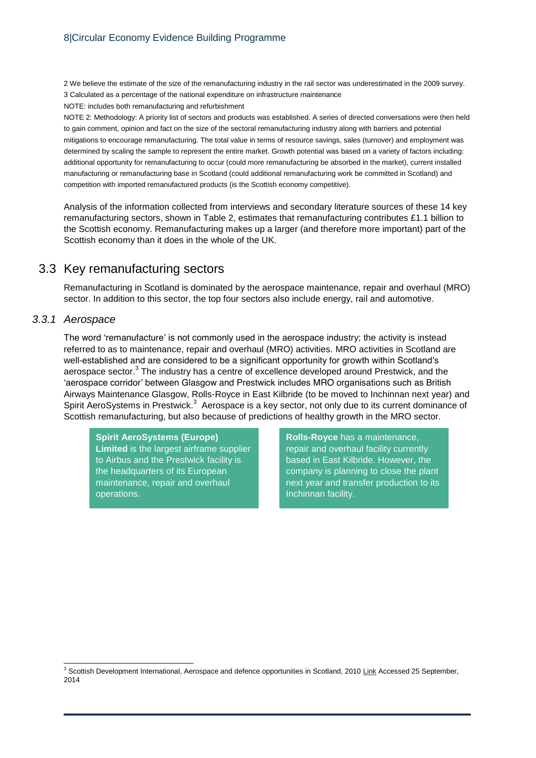2 We believe the estimate of the size of the remanufacturing industry in the rail sector was underestimated in the 2009 survey.

3 Calculated as a percentage of the national expenditure on infrastructure maintenance

NOTE: includes both remanufacturing and refurbishment

NOTE 2: Methodology: A priority list of sectors and products was established. A series of directed conversations were then held to gain comment, opinion and fact on the size of the sectoral remanufacturing industry along with barriers and potential mitigations to encourage remanufacturing. The total value in terms of resource savings, sales (turnover) and employment was determined by scaling the sample to represent the entire market. Growth potential was based on a variety of factors including: additional opportunity for remanufacturing to occur (could more remanufacturing be absorbed in the market), current installed manufacturing or remanufacturing base in Scotland (could additional remanufacturing work be committed in Scotland) and competition with imported remanufactured products (is the Scottish economy competitive).

Analysis of the information collected from interviews and secondary literature sources of these 14 key remanufacturing sectors, shown in Table 2, estimates that remanufacturing contributes £1.1 billion to the Scottish economy. Remanufacturing makes up a larger (and therefore more important) part of the Scottish economy than it does in the whole of the UK.

## 3.3 Key remanufacturing sectors

Remanufacturing in Scotland is dominated by the aerospace maintenance, repair and overhaul (MRO) sector. In addition to this sector, the top four sectors also include energy, rail and automotive.

### *3.3.1 Aerospace*

The word 'remanufacture' is not commonly used in the aerospace industry; the activity is instead referred to as to maintenance, repair and overhaul (MRO) activities. MRO activities in Scotland are well-established and are considered to be a significant opportunity for growth within Scotland's aerospace sector.[3] The industry has a centre of excellence developed around Prestwick, and the 'aerospace corridor' between Glasgow and Prestwick includes MRO organisations such as British Airways Maintenance Glasgow, Rolls-Royce in East Kilbride (to be moved to Inchinnan next year) and Spirit AeroSystems in Prestwick.[3] Aerospace is a key sector, not only due to its current dominance of Scottish remanufacturing, but also because of predictions of healthy growth in the MRO sector.

**Spirit AeroSystems (Europe) Limited** is the largest airframe supplier to Airbus and the Prestwick facility is the headquarters of its European maintenance, repair and overhaul operations.

**Rolls-Royce** has a maintenance, repair and overhaul facility currently based in East Kilbride. However, the company is planning to close the plant next year and transfer production to its Inchinnan facility.

[3] Scottish Development International, Aerospace and defence opportunities in Scotland, 2010 Link Accessed 25 September, 2014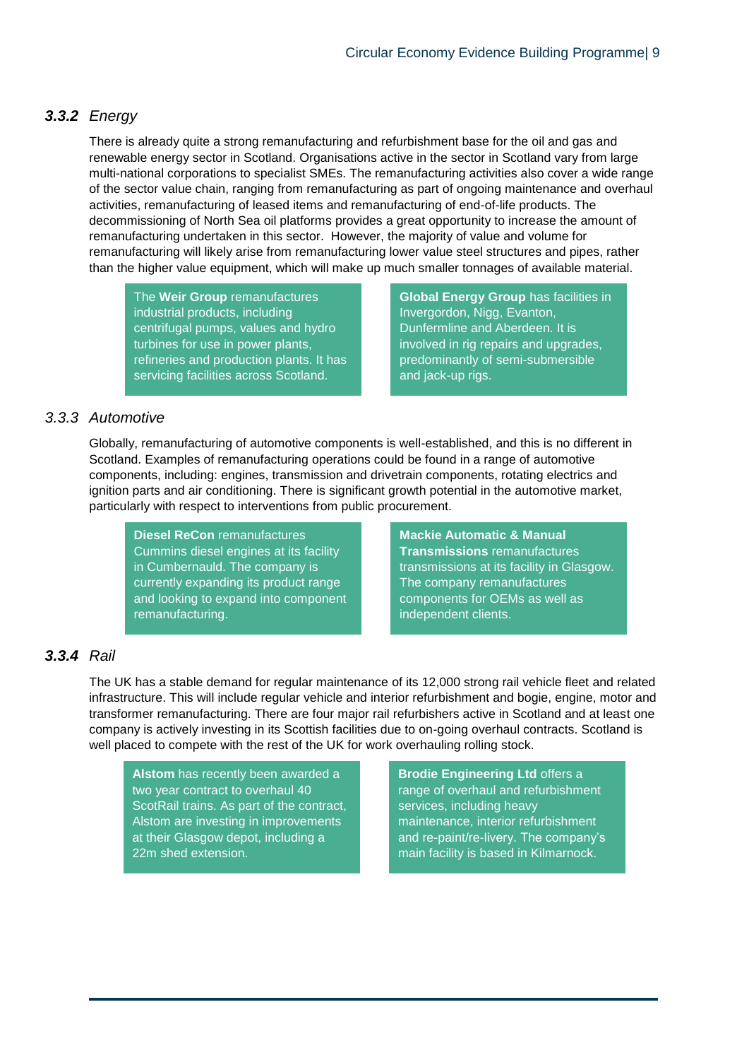### *3.3.2 Energy*

There is already quite a strong remanufacturing and refurbishment base for the oil and gas and renewable energy sector in Scotland. Organisations active in the sector in Scotland vary from large multi-national corporations to specialist SMEs. The remanufacturing activities also cover a wide range of the sector value chain, ranging from remanufacturing as part of ongoing maintenance and overhaul activities, remanufacturing of leased items and remanufacturing of end-of-life products. The decommissioning of North Sea oil platforms provides a great opportunity to increase the amount of remanufacturing undertaken in this sector. However, the majority of value and volume for remanufacturing will likely arise from remanufacturing lower value steel structures and pipes, rather than the higher value equipment, which will make up much smaller tonnages of available material.

The **Weir Group** remanufactures industrial products, including centrifugal pumps, values and hydro turbines for use in power plants, refineries and production plants. It has servicing facilities across Scotland.

**Global Energy Group** has facilities in Invergordon, Nigg, Evanton, Dunfermline and Aberdeen. It is involved in rig repairs and upgrades, predominantly of semi-submersible and jack-up rigs.

### *3.3.3 Automotive*

Globally, remanufacturing of automotive components is well-established, and this is no different in Scotland. Examples of remanufacturing operations could be found in a range of automotive components, including: engines, transmission and drivetrain components, rotating electrics and ignition parts and air conditioning. There is significant growth potential in the automotive market, particularly with respect to interventions from public procurement.

**Diesel ReCon** remanufactures Cummins diesel engines at its facility in Cumbernauld. The company is currently expanding its product range and looking to expand into component remanufacturing.

**Mackie Automatic & Manual Transmissions** remanufactures transmissions at its facility in Glasgow. The company remanufactures components for OEMs as well as independent clients.

### *3.3.4 Rail*

The UK has a stable demand for regular maintenance of its 12,000 strong rail vehicle fleet and related infrastructure. This will include regular vehicle and interior refurbishment and bogie, engine, motor and transformer remanufacturing. There are four major rail refurbishers active in Scotland and at least one company is actively investing in its Scottish facilities due to on-going overhaul contracts. Scotland is well placed to compete with the rest of the UK for work overhauling rolling stock.

**Alstom** has recently been awarded a two year contract to overhaul 40 ScotRail trains. As part of the contract, Alstom are investing in improvements at their Glasgow depot, including a 22m shed extension.

**Brodie Engineering Ltd** offers a range of overhaul and refurbishment services, including heavy maintenance, interior refurbishment and re-paint/re-livery. The company's main facility is based in Kilmarnock.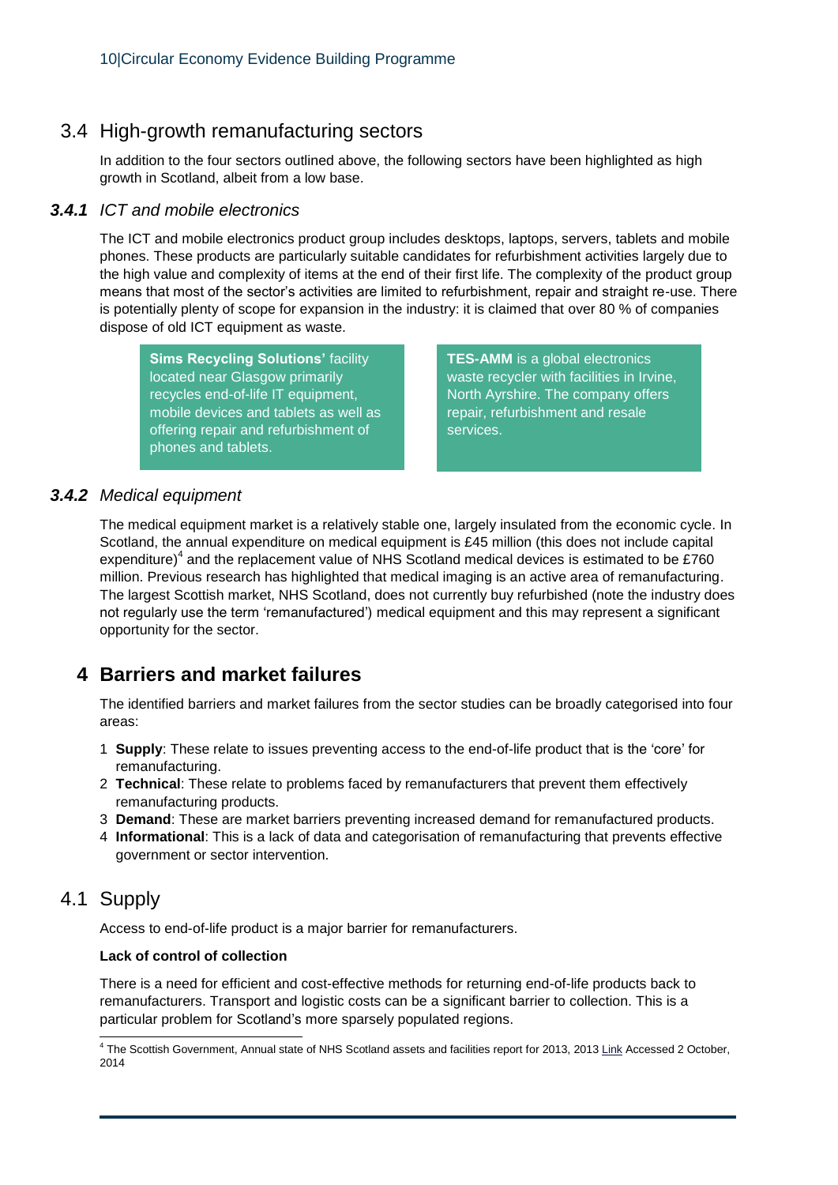## 3.4 High-growth remanufacturing sectors

In addition to the four sectors outlined above, the following sectors have been highlighted as high growth in Scotland, albeit from a low base.

### *3.4.1 ICT and mobile electronics*

The ICT and mobile electronics product group includes desktops, laptops, servers, tablets and mobile phones. These products are particularly suitable candidates for refurbishment activities largely due to the high value and complexity of items at the end of their first life. The complexity of the product group means that most of the sector's activities are limited to refurbishment, repair and straight re-use. There is potentially plenty of scope for expansion in the industry: it is claimed that over 80 % of companies dispose of old ICT equipment as waste.

**Sims Recycling Solutions'** facility located near Glasgow primarily recycles end-of-life IT equipment, mobile devices and tablets as well as offering repair and refurbishment of phones and tablets.

**TES-AMM** is a global electronics waste recycler with facilities in Irvine, North Ayrshire. The company offers repair, refurbishment and resale services.

### *3.4.2 Medical equipment*

The medical equipment market is a relatively stable one, largely insulated from the economic cycle. In Scotland, the annual expenditure on medical equipment is £45 million (this does not include capital expenditure)[4] and the replacement value of NHS Scotland medical devices is estimated to be £760 million. Previous research has highlighted that medical imaging is an active area of remanufacturing. The largest Scottish market, NHS Scotland, does not currently buy refurbished (note the industry does not regularly use the term 'remanufactured') medical equipment and this may represent a significant opportunity for the sector.

# 4 Barriers and market failures

The identified barriers and market failures from the sector studies can be broadly categorised into four areas:

1. **Supply**: These relate to issues preventing access to the end-of-life product that is the 'core' for remanufacturing.
2. **Technical**: These relate to problems faced by remanufacturers that prevent them effectively remanufacturing products.
3. **Demand**: These are market barriers preventing increased demand for remanufactured products.
4. **Informational**: This is a lack of data and categorisation of remanufacturing that prevents effective government or sector intervention.

## 4.1 Supply

Access to end-of-life product is a major barrier for remanufacturers.

**Lack of control of collection**

There is a need for efficient and cost-effective methods for returning end-of-life products back to remanufacturers. Transport and logistic costs can be a significant barrier to collection. This is a particular problem for Scotland's more sparsely populated regions.

---

[4] The Scottish Government, Annual state of NHS Scotland assets and facilities report for 2013, 2013 Link Accessed 2 October, 2014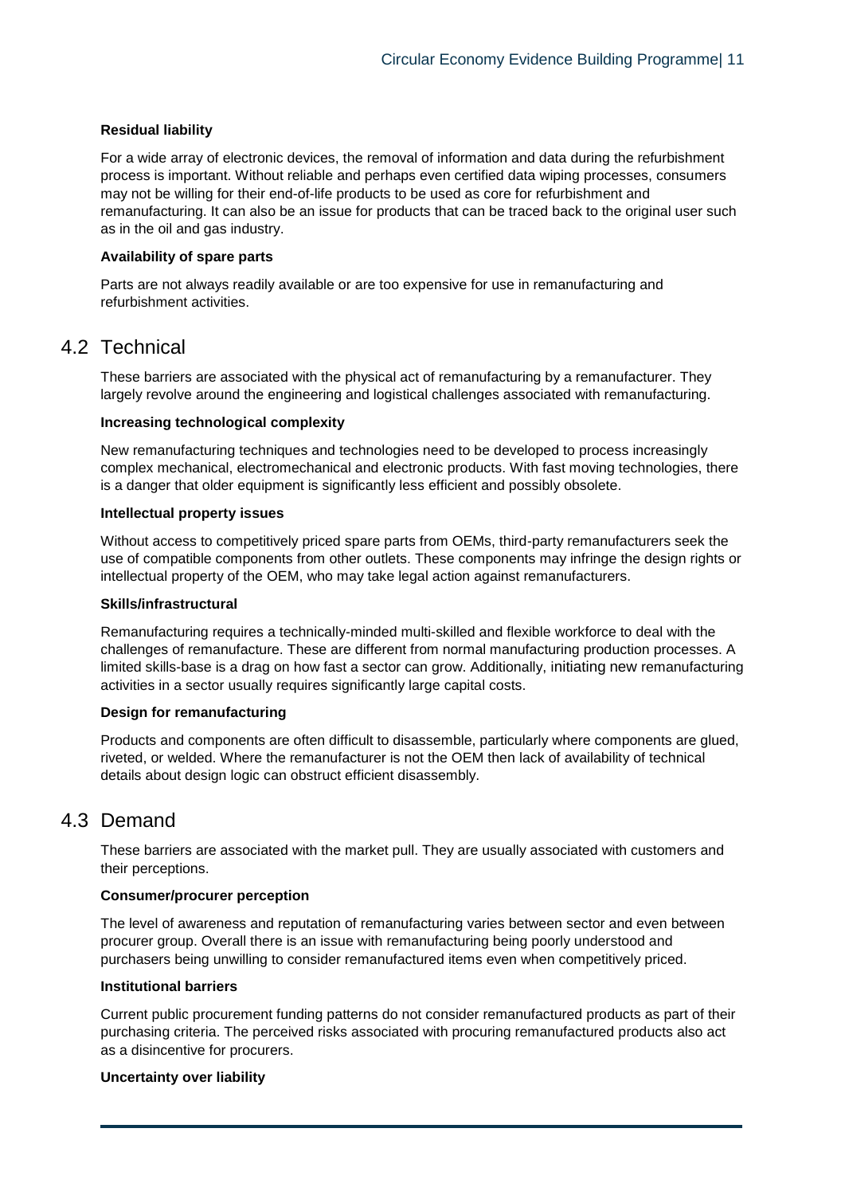**Residual liability**

For a wide array of electronic devices, the removal of information and data during the refurbishment process is important. Without reliable and perhaps even certified data wiping processes, consumers may not be willing for their end-of-life products to be used as core for refurbishment and remanufacturing. It can also be an issue for products that can be traced back to the original user such as in the oil and gas industry.

**Availability of spare parts**

Parts are not always readily available or are too expensive for use in remanufacturing and refurbishment activities.

## 4.2 Technical

These barriers are associated with the physical act of remanufacturing by a remanufacturer. They largely revolve around the engineering and logistical challenges associated with remanufacturing.

**Increasing technological complexity**

New remanufacturing techniques and technologies need to be developed to process increasingly complex mechanical, electromechanical and electronic products. With fast moving technologies, there is a danger that older equipment is significantly less efficient and possibly obsolete.

**Intellectual property issues**

Without access to competitively priced spare parts from OEMs, third-party remanufacturers seek the use of compatible components from other outlets. These components may infringe the design rights or intellectual property of the OEM, who may take legal action against remanufacturers.

**Skills/infrastructural**

Remanufacturing requires a technically-minded multi-skilled and flexible workforce to deal with the challenges of remanufacture. These are different from normal manufacturing production processes. A limited skills-base is a drag on how fast a sector can grow. Additionally, initiating new remanufacturing activities in a sector usually requires significantly large capital costs.

**Design for remanufacturing**

Products and components are often difficult to disassemble, particularly where components are glued, riveted, or welded. Where the remanufacturer is not the OEM then lack of availability of technical details about design logic can obstruct efficient disassembly.

## 4.3 Demand

These barriers are associated with the market pull. They are usually associated with customers and their perceptions.

**Consumer/procurer perception**

The level of awareness and reputation of remanufacturing varies between sector and even between procurer group. Overall there is an issue with remanufacturing being poorly understood and purchasers being unwilling to consider remanufactured items even when competitively priced.

**Institutional barriers**

Current public procurement funding patterns do not consider remanufactured products as part of their purchasing criteria. The perceived risks associated with procuring remanufactured products also act as a disincentive for procurers.

**Uncertainty over liability**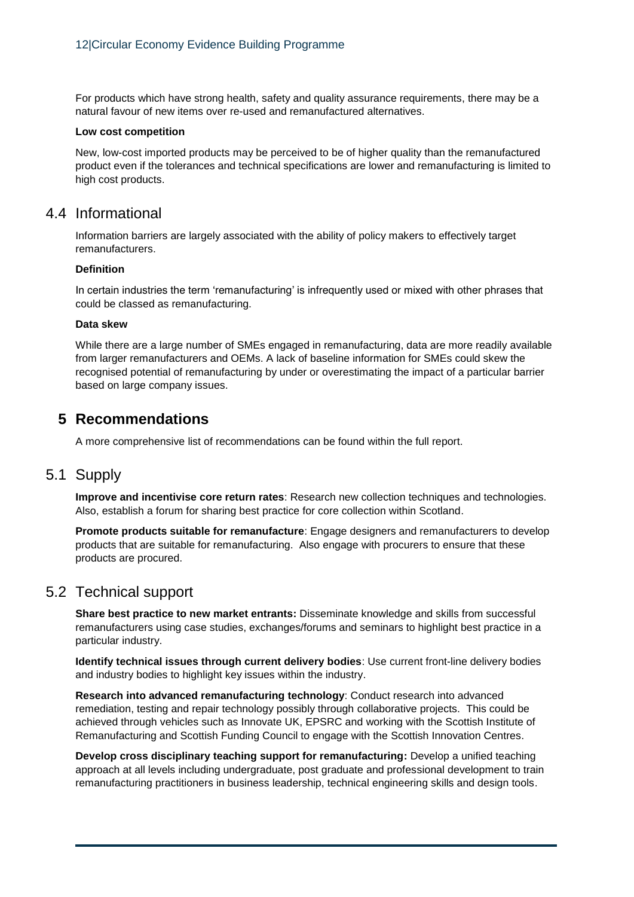For products which have strong health, safety and quality assurance requirements, there may be a natural favour of new items over re-used and remanufactured alternatives.

**Low cost competition**

New, low-cost imported products may be perceived to be of higher quality than the remanufactured product even if the tolerances and technical specifications are lower and remanufacturing is limited to high cost products.

## 4.4 Informational

Information barriers are largely associated with the ability of policy makers to effectively target remanufacturers.

**Definition**

In certain industries the term 'remanufacturing' is infrequently used or mixed with other phrases that could be classed as remanufacturing.

**Data skew**

While there are a large number of SMEs engaged in remanufacturing, data are more readily available from larger remanufacturers and OEMs. A lack of baseline information for SMEs could skew the recognised potential of remanufacturing by under or overestimating the impact of a particular barrier based on large company issues.

# 5 Recommendations

A more comprehensive list of recommendations can be found within the full report.

## 5.1 Supply

**Improve and incentivise core return rates**: Research new collection techniques and technologies. Also, establish a forum for sharing best practice for core collection within Scotland.

**Promote products suitable for remanufacture**: Engage designers and remanufacturers to develop products that are suitable for remanufacturing. Also engage with procurers to ensure that these products are procured.

## 5.2 Technical support

**Share best practice to new market entrants:** Disseminate knowledge and skills from successful remanufacturers using case studies, exchanges/forums and seminars to highlight best practice in a particular industry.

**Identify technical issues through current delivery bodies**: Use current front-line delivery bodies and industry bodies to highlight key issues within the industry.

**Research into advanced remanufacturing technology**: Conduct research into advanced remediation, testing and repair technology possibly through collaborative projects. This could be achieved through vehicles such as Innovate UK, EPSRC and working with the Scottish Institute of Remanufacturing and Scottish Funding Council to engage with the Scottish Innovation Centres.

**Develop cross disciplinary teaching support for remanufacturing:** Develop a unified teaching approach at all levels including undergraduate, post graduate and professional development to train remanufacturing practitioners in business leadership, technical engineering skills and design tools.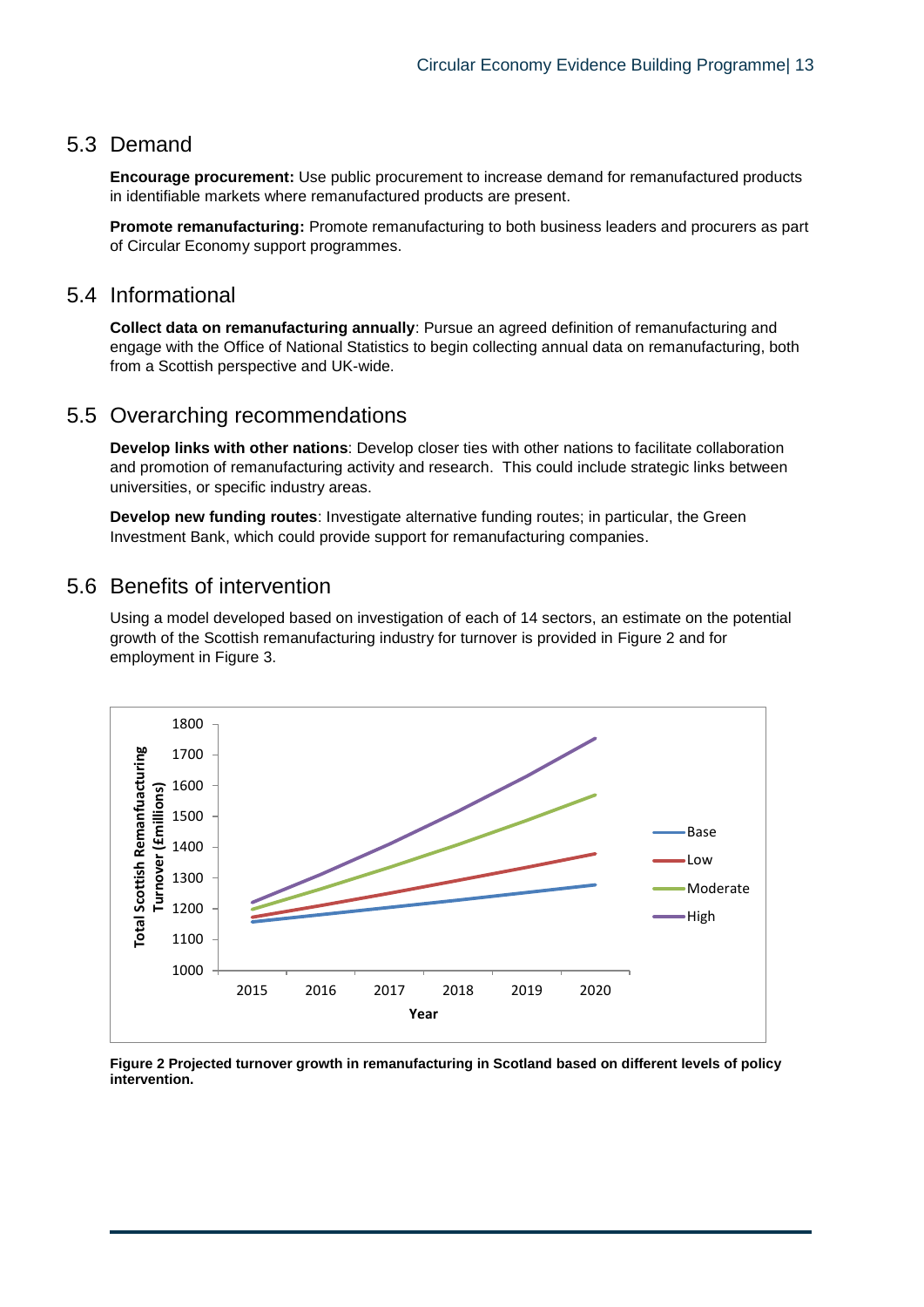## 5.3 Demand

**Encourage procurement:** Use public procurement to increase demand for remanufactured products in identifiable markets where remanufactured products are present.

**Promote remanufacturing:** Promote remanufacturing to both business leaders and procurers as part of Circular Economy support programmes.

## 5.4 Informational

**Collect data on remanufacturing annually**: Pursue an agreed definition of remanufacturing and engage with the Office of National Statistics to begin collecting annual data on remanufacturing, both from a Scottish perspective and UK-wide.

## 5.5 Overarching recommendations

**Develop links with other nations**: Develop closer ties with other nations to facilitate collaboration and promotion of remanufacturing activity and research. This could include strategic links between universities, or specific industry areas.

**Develop new funding routes**: Investigate alternative funding routes; in particular, the Green Investment Bank, which could provide support for remanufacturing companies.

## 5.6 Benefits of intervention

Using a model developed based on investigation of each of 14 sectors, an estimate on the potential growth of the Scottish remanufacturing industry for turnover is provided in Figure 2 and for employment in Figure 3.

**Figure 2 Projected turnover growth in remanufacturing in Scotland based on different levels of policy intervention.**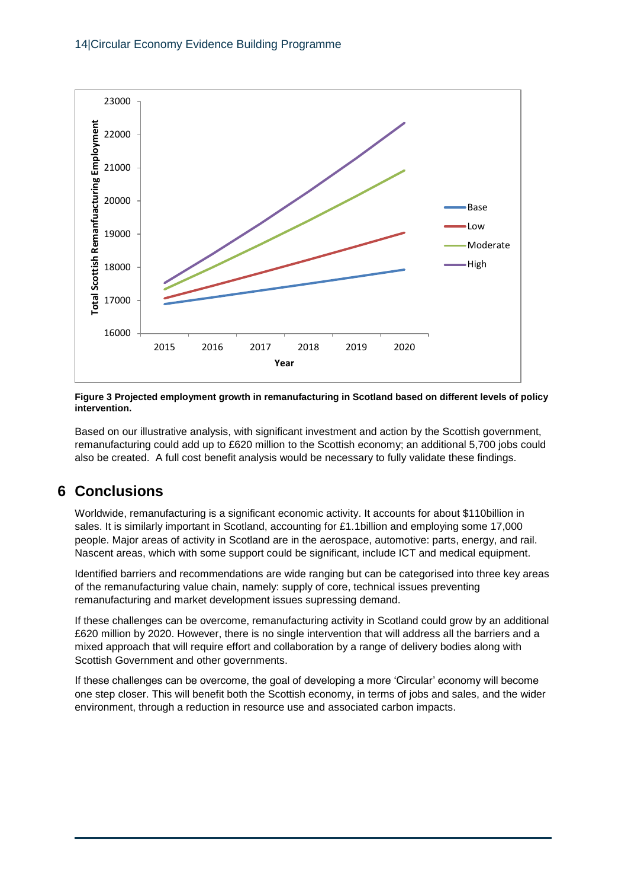**Figure 3 Projected employment growth in remanufacturing in Scotland based on different levels of policy intervention.**

Based on our illustrative analysis, with significant investment and action by the Scottish government, remanufacturing could add up to £620 million to the Scottish economy; an additional 5,700 jobs could also be created. A full cost benefit analysis would be necessary to fully validate these findings.

## 6 Conclusions

Worldwide, remanufacturing is a significant economic activity. It accounts for about $110billion in sales. It is similarly important in Scotland, accounting for £1.1billion and employing some 17,000 people. Major areas of activity in Scotland are in the aerospace, automotive: parts, energy, and rail. Nascent areas, which with some support could be significant, include ICT and medical equipment.

Identified barriers and recommendations are wide ranging but can be categorised into three key areas of the remanufacturing value chain, namely: supply of core, technical issues preventing remanufacturing and market development issues supressing demand.

If these challenges can be overcome, remanufacturing activity in Scotland could grow by an additional £620 million by 2020. However, there is no single intervention that will address all the barriers and a mixed approach that will require effort and collaboration by a range of delivery bodies along with Scottish Government and other governments.

If these challenges can be overcome, the goal of developing a more 'Circular' economy will become one step closer. This will benefit both the Scottish economy, in terms of jobs and sales, and the wider environment, through a reduction in resource use and associated carbon impacts.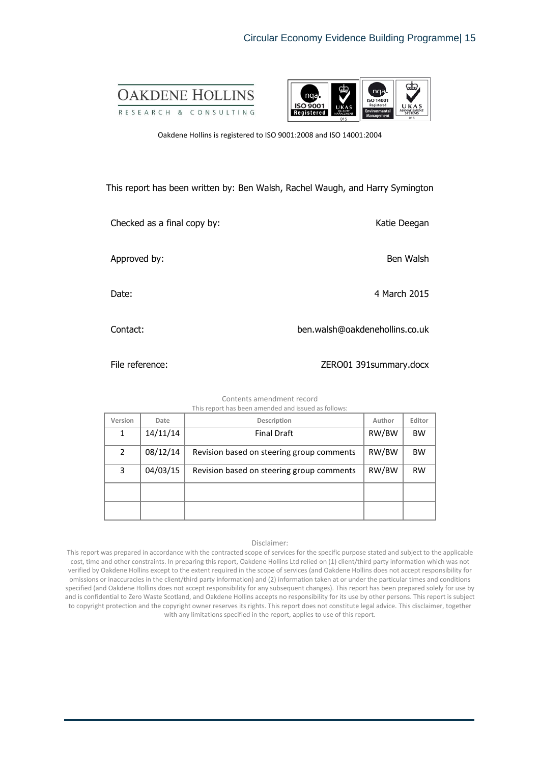OAKDENE HOLLINS

RESEARCH & CONSULTING

Oakdene Hollins is registered to ISO 9001:2008 and ISO 14001:2004

This report has been written by: Ben Walsh, Rachel Waugh, and Harry Symington

Checked as a final copy by: Katie Deegan

Approved by: Ben Walsh

Date: 4 March 2015

Contact: ben.walsh@oakdenehollins.co.uk

File reference: ZERO01 391summary.docx

Contents amendment record

This report has been amended and issued as follows:

| Version | Date | Description | Author | Editor |
|---|---|---|---|---|
| 1 | 14/11/14 | Final Draft | RW/BW | BW |
| 2 | 08/12/14 | Revision based on steering group comments | RW/BW | BW |
| 3 | 04/03/15 | Revision based on steering group comments | RW/BW | RW |
| | | | | |
| | | | | |

Disclaimer:

This report was prepared in accordance with the contracted scope of services for the specific purpose stated and subject to the applicable cost, time and other constraints. In preparing this report, Oakdene Hollins Ltd relied on (1) client/third party information which was not verified by Oakdene Hollins except to the extent required in the scope of services (and Oakdene Hollins does not accept responsibility for omissions or inaccuracies in the client/third party information) and (2) information taken at or under the particular times and conditions specified (and Oakdene Hollins does not accept responsibility for any subsequent changes). This report has been prepared solely for use by and is confidential to Zero Waste Scotland, and Oakdene Hollins accepts no responsibility for its use by other persons. This report is subject to copyright protection and the copyright owner reserves its rights. This report does not constitute legal advice. This disclaimer, together with any limitations specified in the report, applies to use of this report.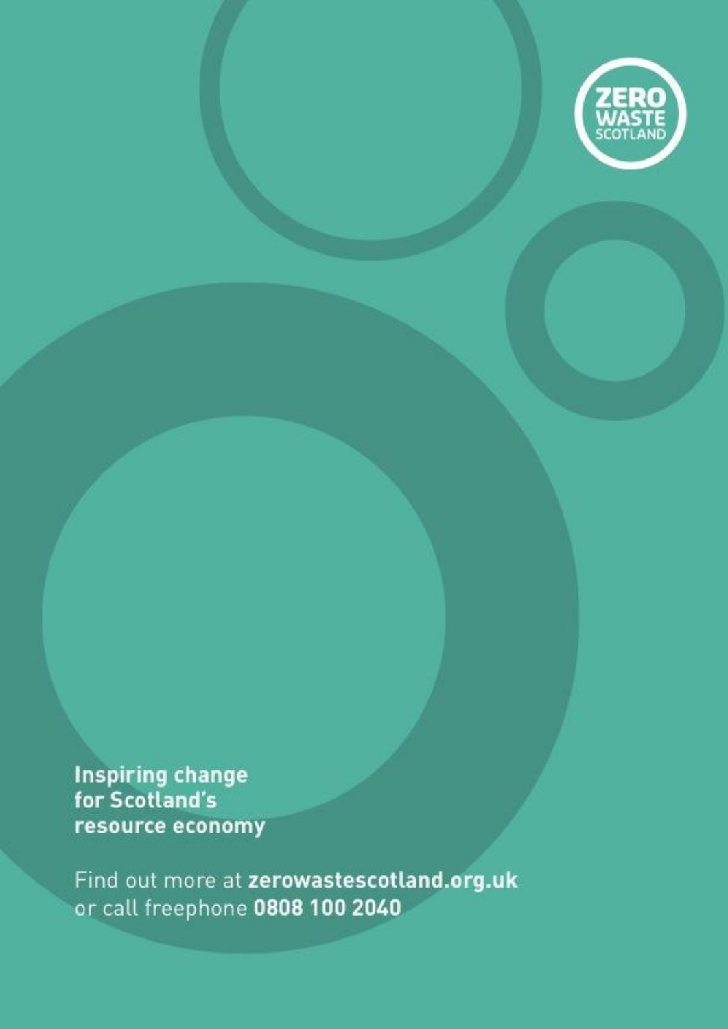ZERO WASTE SCOTLAND

**Inspiring change for Scotland's resource economy**

Find out more at **zerowastescotland.org.uk**
or call freephone **0808 100 2040**